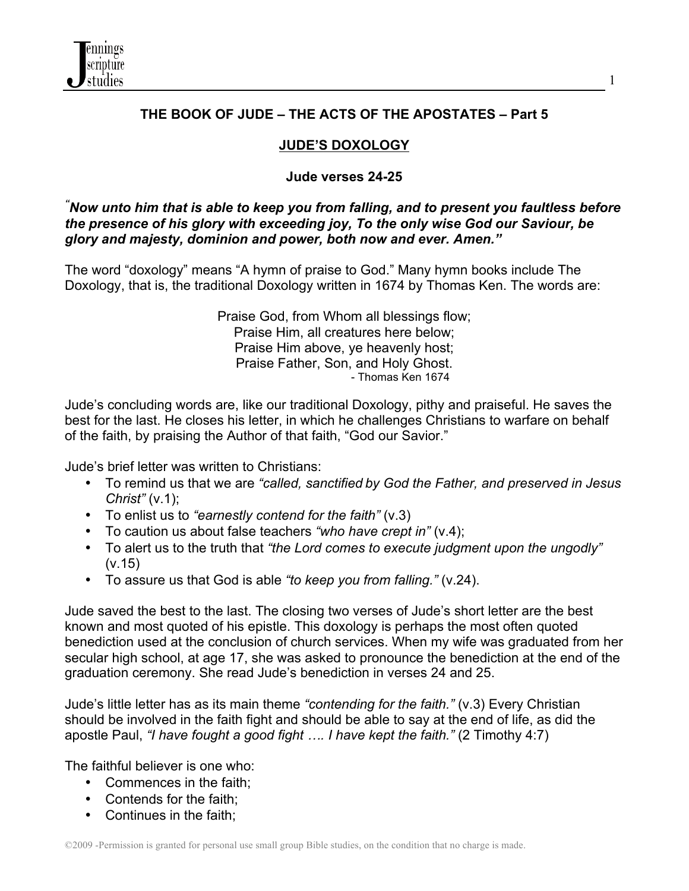# THE BOOK OF JUDE – THE ACTS OF THE APOSTATES – Part 5

## JUDE'S DOXOLOGY

### Jude verses 24-25

***"Now unto him that is able to keep you from falling, and to present you faultless before the presence of his glory with exceeding joy, To the only wise God our Saviour, be glory and majesty, dominion and power, both now and ever. Amen."***

The word "doxology" means "A hymn of praise to God." Many hymn books include The Doxology, that is, the traditional Doxology written in 1674 by Thomas Ken. The words are:

> Praise God, from Whom all blessings flow;
> Praise Him, all creatures here below;
> Praise Him above, ye heavenly host;
> Praise Father, Son, and Holy Ghost.
> - Thomas Ken 1674

Jude's concluding words are, like our traditional Doxology, pithy and praiseful. He saves the best for the last. He closes his letter, in which he challenges Christians to warfare on behalf of the faith, by praising the Author of that faith, "God our Savior."

Jude's brief letter was written to Christians:

- To remind us that we are *"called, sanctified by God the Father, and preserved in Jesus Christ"* (v.1);
- To enlist us to *"earnestly contend for the faith"* (v.3)
- To caution us about false teachers *"who have crept in"* (v.4);
- To alert us to the truth that *"the Lord comes to execute judgment upon the ungodly"* (v.15)
- To assure us that God is able *"to keep you from falling."* (v.24).

Jude saved the best to the last. The closing two verses of Jude's short letter are the best known and most quoted of his epistle. This doxology is perhaps the most often quoted benediction used at the conclusion of church services. When my wife was graduated from her secular high school, at age 17, she was asked to pronounce the benediction at the end of the graduation ceremony. She read Jude's benediction in verses 24 and 25.

Jude's little letter has as its main theme *"contending for the faith."* (v.3) Every Christian should be involved in the faith fight and should be able to say at the end of life, as did the apostle Paul, *"I have fought a good fight …. I have kept the faith."* (2 Timothy 4:7)

The faithful believer is one who:

- Commences in the faith;
- Contends for the faith;
- Continues in the faith;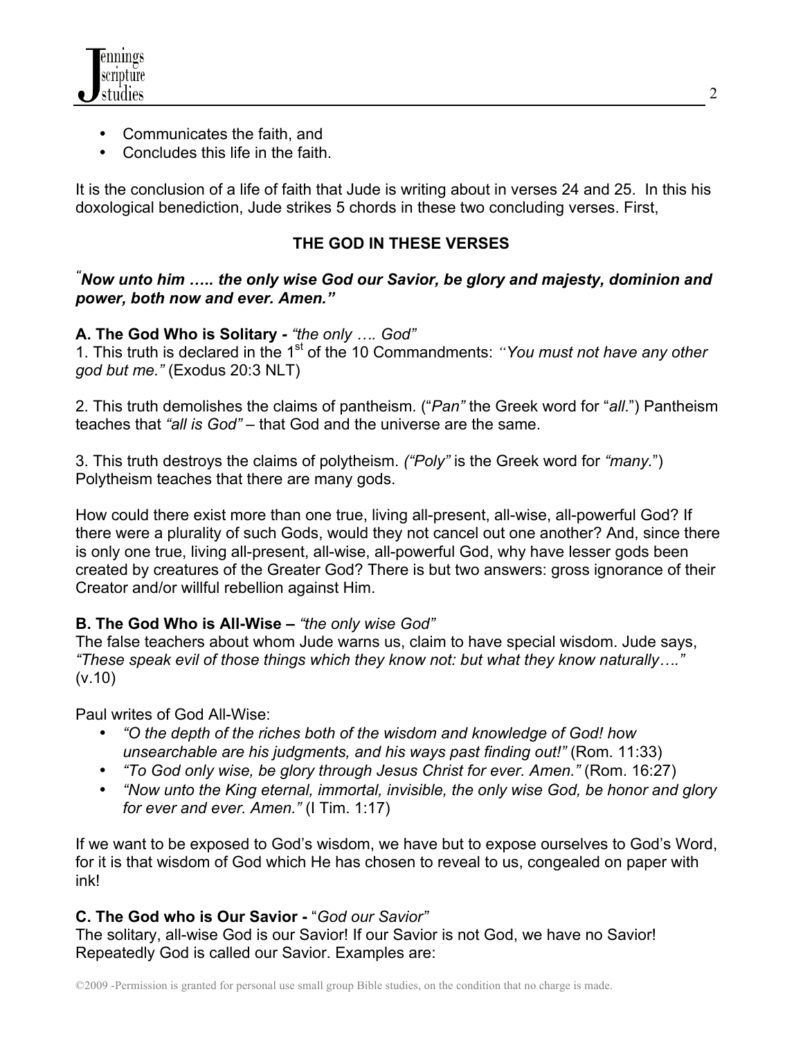- Communicates the faith, and
- Concludes this life in the faith.

It is the conclusion of a life of faith that Jude is writing about in verses 24 and 25. In this his doxological benediction, Jude strikes 5 chords in these two concluding verses. First,

## THE GOD IN THESE VERSES

***"Now unto him ….. the only wise God our Savior, be glory and majesty, dominion and power, both now and ever. Amen."***

**A. The God Who is Solitary -** *"the only …. God"*
1. This truth is declared in the 1st of the 10 Commandments: *"You must not have any other god but me."* (Exodus 20:3 NLT)

2. This truth demolishes the claims of pantheism. ("*Pan"* the Greek word for "*all*.") Pantheism teaches that *"all is God"* – that God and the universe are the same.

3. This truth destroys the claims of polytheism. *("Poly"* is the Greek word for *"many.*") Polytheism teaches that there are many gods.

How could there exist more than one true, living all-present, all-wise, all-powerful God? If there were a plurality of such Gods, would they not cancel out one another? And, since there is only one true, living all-present, all-wise, all-powerful God, why have lesser gods been created by creatures of the Greater God? There is but two answers: gross ignorance of their Creator and/or willful rebellion against Him.

**B. The God Who is All-Wise –** *"the only wise God"*
The false teachers about whom Jude warns us, claim to have special wisdom. Jude says, *"These speak evil of those things which they know not: but what they know naturally…."* (v.10)

Paul writes of God All-Wise:

- *"O the depth of the riches both of the wisdom and knowledge of God! how unsearchable are his judgments, and his ways past finding out!"* (Rom. 11:33)
- *"To God only wise, be glory through Jesus Christ for ever. Amen."* (Rom. 16:27)
- *"Now unto the King eternal, immortal, invisible, the only wise God, be honor and glory for ever and ever. Amen."* (I Tim. 1:17)

If we want to be exposed to God's wisdom, we have but to expose ourselves to God's Word, for it is that wisdom of God which He has chosen to reveal to us, congealed on paper with ink!

**C. The God who is Our Savior -** "*God our Savior"*
The solitary, all-wise God is our Savior! If our Savior is not God, we have no Savior! Repeatedly God is called our Savior. Examples are: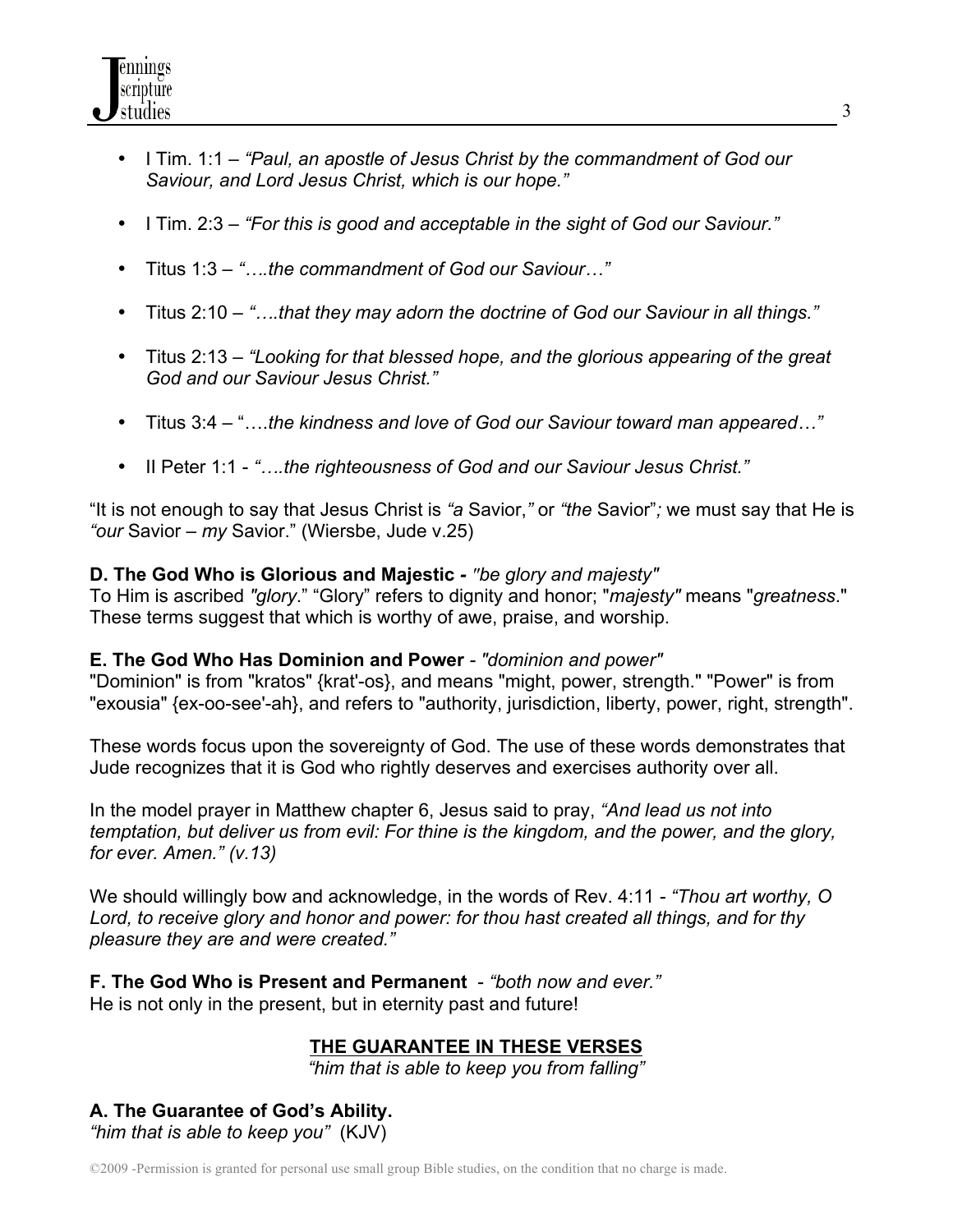- I Tim. 1:1 – *"Paul, an apostle of Jesus Christ by the commandment of God our Saviour, and Lord Jesus Christ, which is our hope."*

- I Tim. 2:3 – *"For this is good and acceptable in the sight of God our Saviour."*

- Titus 1:3 – *"….the commandment of God our Saviour…"*

- Titus 2:10 – *"….that they may adorn the doctrine of God our Saviour in all things."*

- Titus 2:13 – *"Looking for that blessed hope, and the glorious appearing of the great God and our Saviour Jesus Christ."*

- Titus 3:4 – "….*the kindness and love of God our Saviour toward man appeared…"*

- II Peter 1:1 - *"….the righteousness of God and our Saviour Jesus Christ."*

"It is not enough to say that Jesus Christ is *"a* Savior,*"* or *"the* Savior"*;* we must say that He is *"our* Savior – *my* Savior." (Wiersbe, Jude v.25)

**D. The God Who is Glorious and Majestic -** *"be glory and majesty"*
To Him is ascribed *"glory*." "Glory" refers to dignity and honor; "*majesty"* means "*greatness*." These terms suggest that which is worthy of awe, praise, and worship.

**E. The God Who Has Dominion and Power** - *"dominion and power"*
"Dominion" is from "kratos" {krat'-os}, and means "might, power, strength." "Power" is from "exousia" {ex-oo-see'-ah}, and refers to "authority, jurisdiction, liberty, power, right, strength".

These words focus upon the sovereignty of God. The use of these words demonstrates that Jude recognizes that it is God who rightly deserves and exercises authority over all.

In the model prayer in Matthew chapter 6, Jesus said to pray, *"And lead us not into temptation, but deliver us from evil: For thine is the kingdom, and the power, and the glory, for ever. Amen." (v.13)*

We should willingly bow and acknowledge, in the words of Rev. 4:11 - *"Thou art worthy, O Lord, to receive glory and honor and power: for thou hast created all things, and for thy pleasure they are and were created."*

**F. The God Who is Present and Permanent** - *"both now and ever."*
He is not only in the present, but in eternity past and future!

## THE GUARANTEE IN THESE VERSES

*"him that is able to keep you from falling"*

**A. The Guarantee of God's Ability.**
*"him that is able to keep you"* (KJV)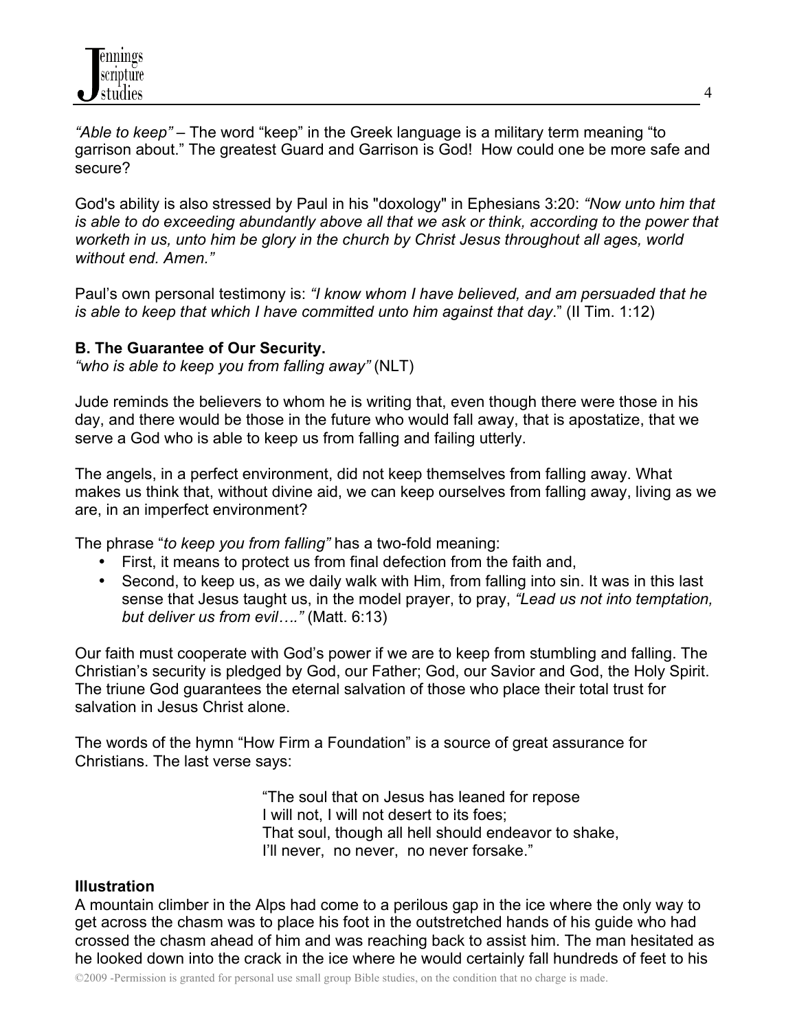*"Able to keep"* – The word "keep" in the Greek language is a military term meaning "to garrison about." The greatest Guard and Garrison is God! How could one be more safe and secure?

God's ability is also stressed by Paul in his "doxology" in Ephesians 3:20: *"Now unto him that is able to do exceeding abundantly above all that we ask or think, according to the power that worketh in us, unto him be glory in the church by Christ Jesus throughout all ages, world without end. Amen."*

Paul's own personal testimony is: *"I know whom I have believed, and am persuaded that he is able to keep that which I have committed unto him against that day*." (II Tim. 1:12)

**B. The Guarantee of Our Security.**
*"who is able to keep you from falling away"* (NLT)

Jude reminds the believers to whom he is writing that, even though there were those in his day, and there would be those in the future who would fall away, that is apostatize, that we serve a God who is able to keep us from falling and failing utterly.

The angels, in a perfect environment, did not keep themselves from falling away. What makes us think that, without divine aid, we can keep ourselves from falling away, living as we are, in an imperfect environment?

The phrase "*to keep you from falling"* has a two-fold meaning:

- First, it means to protect us from final defection from the faith and,
- Second, to keep us, as we daily walk with Him, from falling into sin. It was in this last sense that Jesus taught us, in the model prayer, to pray, *"Lead us not into temptation, but deliver us from evil…."* (Matt. 6:13)

Our faith must cooperate with God's power if we are to keep from stumbling and falling. The Christian's security is pledged by God, our Father; God, our Savior and God, the Holy Spirit. The triune God guarantees the eternal salvation of those who place their total trust for salvation in Jesus Christ alone.

The words of the hymn "How Firm a Foundation" is a source of great assurance for Christians. The last verse says:

> "The soul that on Jesus has leaned for repose
> I will not, I will not desert to its foes;
> That soul, though all hell should endeavor to shake,
> I'll never, no never, no never forsake."

**Illustration**
A mountain climber in the Alps had come to a perilous gap in the ice where the only way to get across the chasm was to place his foot in the outstretched hands of his guide who had crossed the chasm ahead of him and was reaching back to assist him. The man hesitated as he looked down into the crack in the ice where he would certainly fall hundreds of feet to his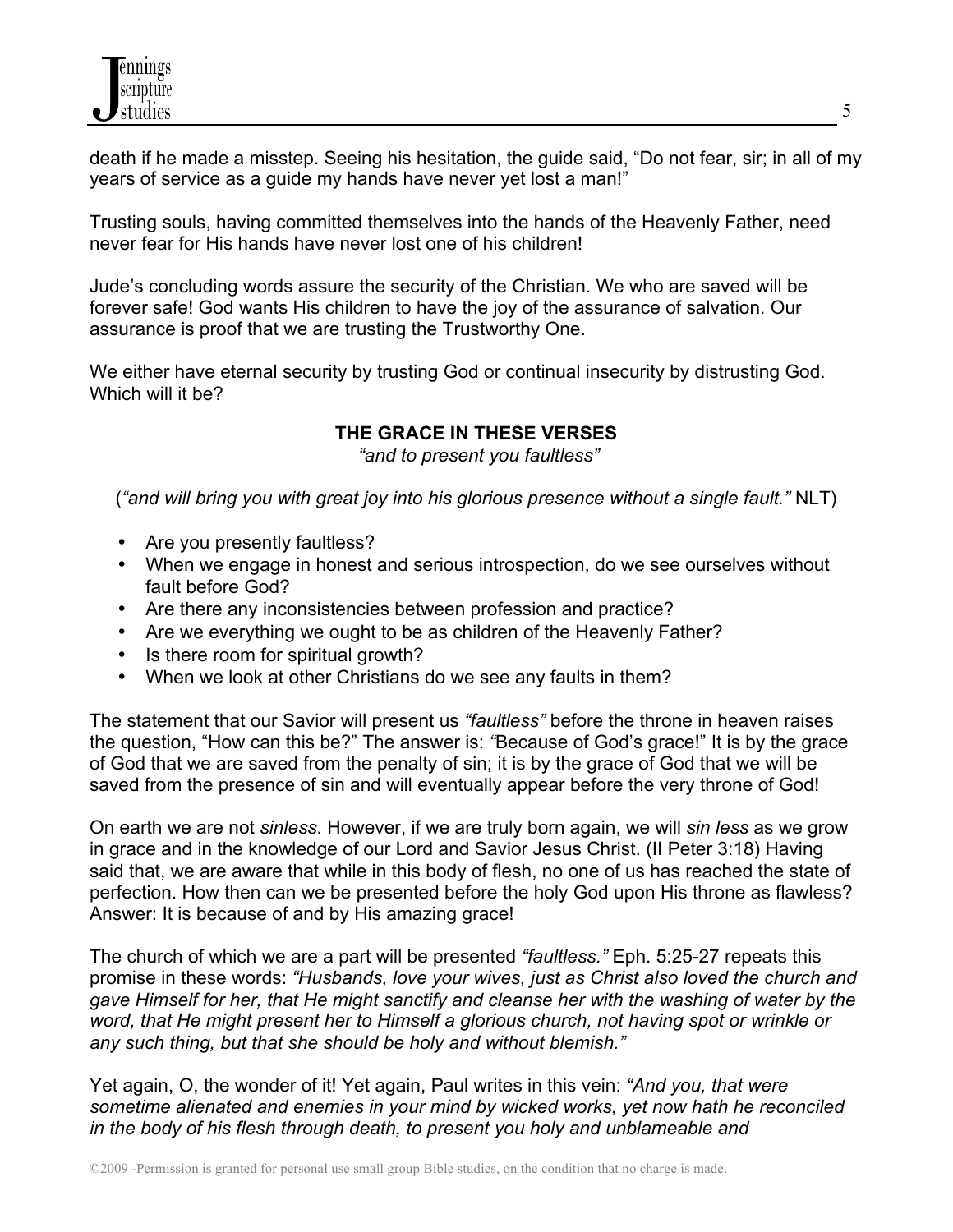death if he made a misstep. Seeing his hesitation, the guide said, "Do not fear, sir; in all of my years of service as a guide my hands have never yet lost a man!"

Trusting souls, having committed themselves into the hands of the Heavenly Father, need never fear for His hands have never lost one of his children!

Jude's concluding words assure the security of the Christian. We who are saved will be forever safe! God wants His children to have the joy of the assurance of salvation. Our assurance is proof that we are trusting the Trustworthy One.

We either have eternal security by trusting God or continual insecurity by distrusting God. Which will it be?

**THE GRACE IN THESE VERSES**

*"and to present you faultless"*

(*"and will bring you with great joy into his glorious presence without a single fault."* NLT)

- Are you presently faultless?
- When we engage in honest and serious introspection, do we see ourselves without fault before God?
- Are there any inconsistencies between profession and practice?
- Are we everything we ought to be as children of the Heavenly Father?
- Is there room for spiritual growth?
- When we look at other Christians do we see any faults in them?

The statement that our Savior will present us *"faultless"* before the throne in heaven raises the question, "How can this be?" The answer is: "Because of God's grace!" It is by the grace of God that we are saved from the penalty of sin; it is by the grace of God that we will be saved from the presence of sin and will eventually appear before the very throne of God!

On earth we are not *sinless*. However, if we are truly born again, we will *sin less* as we grow in grace and in the knowledge of our Lord and Savior Jesus Christ. (II Peter 3:18) Having said that, we are aware that while in this body of flesh, no one of us has reached the state of perfection. How then can we be presented before the holy God upon His throne as flawless? Answer: It is because of and by His amazing grace!

The church of which we are a part will be presented *"faultless."* Eph. 5:25-27 repeats this promise in these words: *"Husbands, love your wives, just as Christ also loved the church and gave Himself for her, that He might sanctify and cleanse her with the washing of water by the word, that He might present her to Himself a glorious church, not having spot or wrinkle or any such thing, but that she should be holy and without blemish."*

Yet again, O, the wonder of it! Yet again, Paul writes in this vein: *"And you, that were sometime alienated and enemies in your mind by wicked works, yet now hath he reconciled in the body of his flesh through death, to present you holy and unblameable and*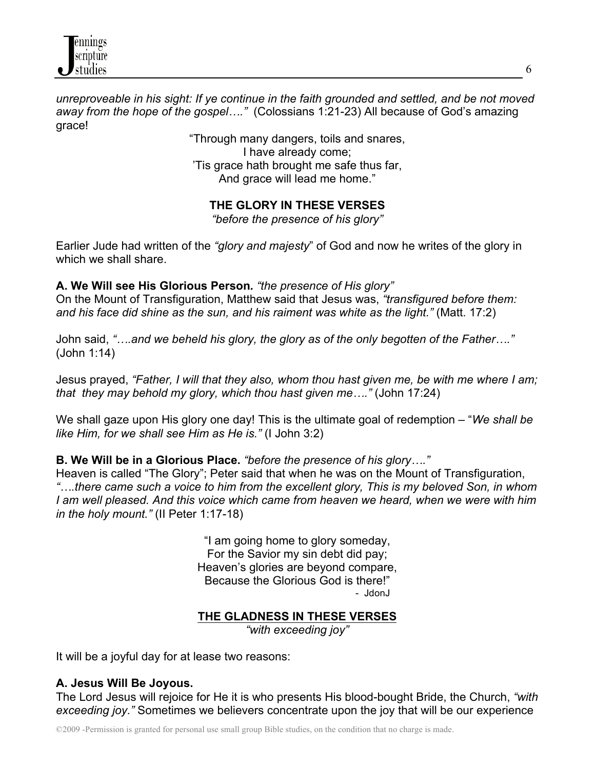*unreproveable in his sight: If ye continue in the faith grounded and settled, and be not moved away from the hope of the gospel…."* (Colossians 1:21-23) All because of God's amazing grace!

"Through many dangers, toils and snares,  
I have already come;  
'Tis grace hath brought me safe thus far,  
And grace will lead me home."

**THE GLORY IN THESE VERSES**

*"before the presence of his glory"*

Earlier Jude had written of the *"glory and majesty*" of God and now he writes of the glory in which we shall share.

**A. We Will see His Glorious Person.** *"the presence of His glory"*  
On the Mount of Transfiguration, Matthew said that Jesus was, *"transfigured before them: and his face did shine as the sun, and his raiment was white as the light."* (Matt. 17:2)

John said, *"….and we beheld his glory, the glory as of the only begotten of the Father…."* (John 1:14)

Jesus prayed, *"Father, I will that they also, whom thou hast given me, be with me where I am; that they may behold my glory, which thou hast given me…."* (John 17:24)

We shall gaze upon His glory one day! This is the ultimate goal of redemption – "*We shall be like Him, for we shall see Him as He is."* (I John 3:2)

**B. We Will be in a Glorious Place.** *"before the presence of his glory…."*  
Heaven is called "The Glory"; Peter said that when he was on the Mount of Transfiguration, *"….there came such a voice to him from the excellent glory, This is my beloved Son, in whom I am well pleased. And this voice which came from heaven we heard, when we were with him in the holy mount."* (II Peter 1:17-18)

"I am going home to glory someday,  
For the Savior my sin debt did pay;  
Heaven's glories are beyond compare,  
Because the Glorious God is there!"  
\- JdonJ

**THE GLADNESS IN THESE VERSES**

*"with exceeding joy"*

It will be a joyful day for at lease two reasons:

**A. Jesus Will Be Joyous.**  
The Lord Jesus will rejoice for He it is who presents His blood-bought Bride, the Church, *"with exceeding joy."* Sometimes we believers concentrate upon the joy that will be our experience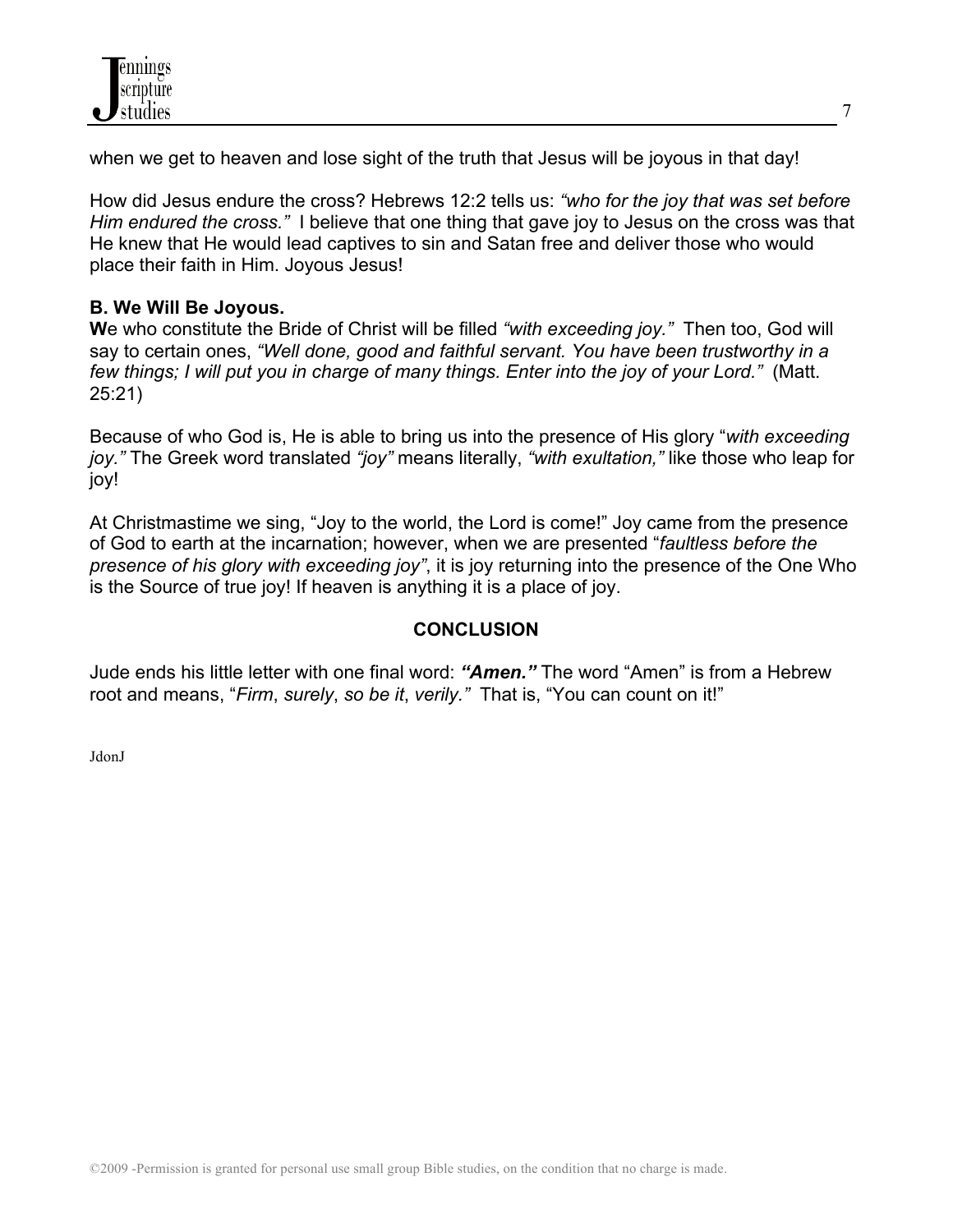when we get to heaven and lose sight of the truth that Jesus will be joyous in that day!

How did Jesus endure the cross? Hebrews 12:2 tells us: *"who for the joy that was set before Him endured the cross."* I believe that one thing that gave joy to Jesus on the cross was that He knew that He would lead captives to sin and Satan free and deliver those who would place their faith in Him. Joyous Jesus!

**B. We Will Be Joyous.**

**W**e who constitute the Bride of Christ will be filled *"with exceeding joy."* Then too, God will say to certain ones, *"Well done, good and faithful servant. You have been trustworthy in a few things; I will put you in charge of many things. Enter into the joy of your Lord."* (Matt. 25:21)

Because of who God is, He is able to bring us into the presence of His glory "*with exceeding joy."* The Greek word translated *"joy"* means literally, *"with exultation,"* like those who leap for joy!

At Christmastime we sing, "Joy to the world, the Lord is come!" Joy came from the presence of God to earth at the incarnation; however, when we are presented "*faultless before the presence of his glory with exceeding joy"*, it is joy returning into the presence of the One Who is the Source of true joy! If heaven is anything it is a place of joy.

## CONCLUSION

Jude ends his little letter with one final word: ***"Amen."*** The word "Amen" is from a Hebrew root and means, "*Firm*, *surely*, *so be it*, *verily."* That is, "You can count on it!"

JdonJ

©2009 -Permission is granted for personal use small group Bible studies, on the condition that no charge is made.